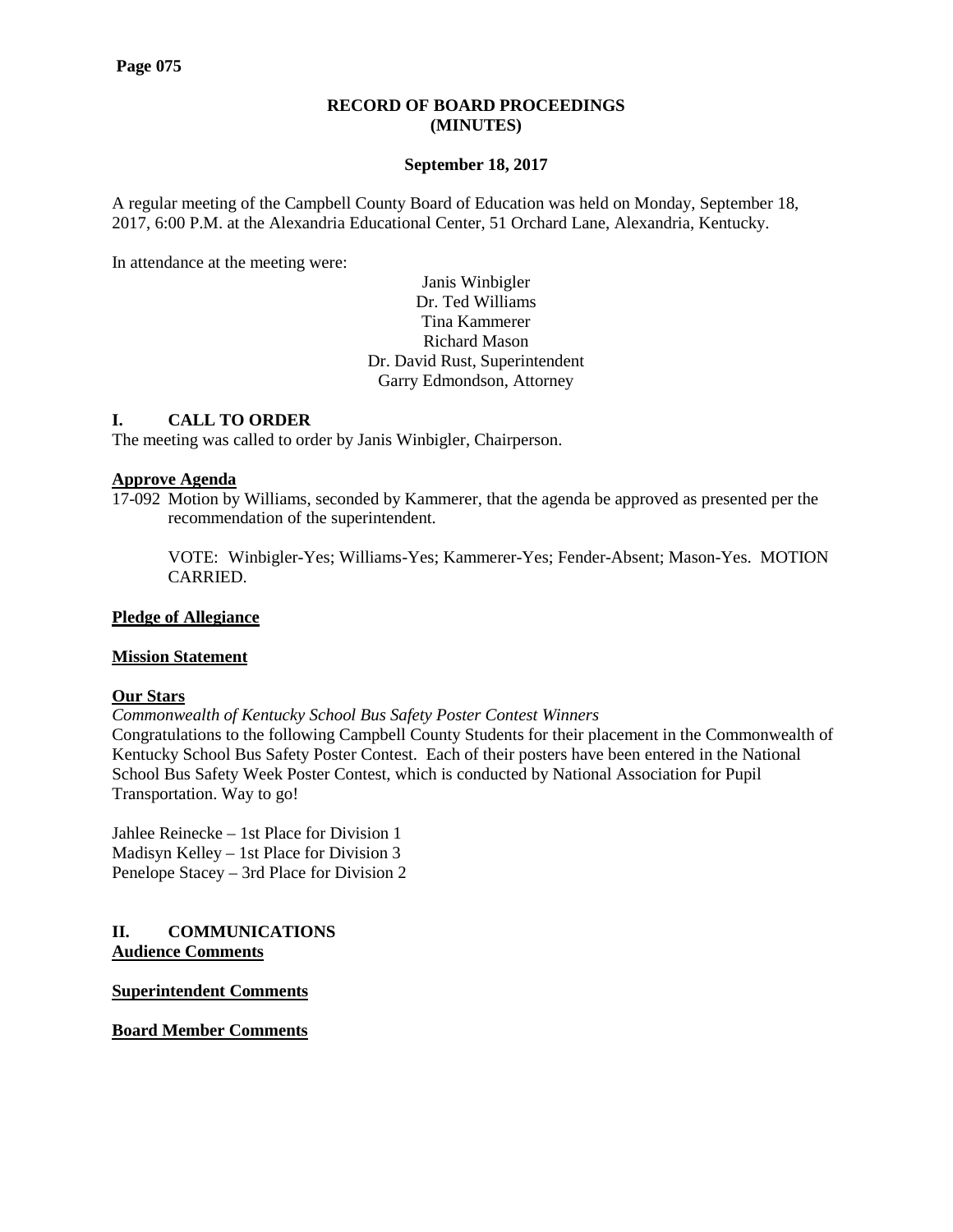# RECORD OF BOARD PROCEEDINGS (MINUTES)

**September 18, 2017**

A regular meeting of the Campbell County Board of Education was held on Monday, September 18, 2017, 6:00 P.M. at the Alexandria Educational Center, 51 Orchard Lane, Alexandria, Kentucky.

In attendance at the meeting were:

Janis Winbigler
Dr. Ted Williams
Tina Kammerer
Richard Mason
Dr. David Rust, Superintendent
Garry Edmondson, Attorney

## I. CALL TO ORDER

The meeting was called to order by Janis Winbigler, Chairperson.

**Approve Agenda**

17-092 Motion by Williams, seconded by Kammerer, that the agenda be approved as presented per the recommendation of the superintendent.

VOTE: Winbigler-Yes; Williams-Yes; Kammerer-Yes; Fender-Absent; Mason-Yes. MOTION CARRIED.

**Pledge of Allegiance**

**Mission Statement**

**Our Stars**

*Commonwealth of Kentucky School Bus Safety Poster Contest Winners*

Congratulations to the following Campbell County Students for their placement in the Commonwealth of Kentucky School Bus Safety Poster Contest. Each of their posters have been entered in the National School Bus Safety Week Poster Contest, which is conducted by National Association for Pupil Transportation. Way to go!

Jahlee Reinecke – 1st Place for Division 1
Madisyn Kelley – 1st Place for Division 3
Penelope Stacey – 3rd Place for Division 2

## II. COMMUNICATIONS

**Audience Comments**

**Superintendent Comments**

**Board Member Comments**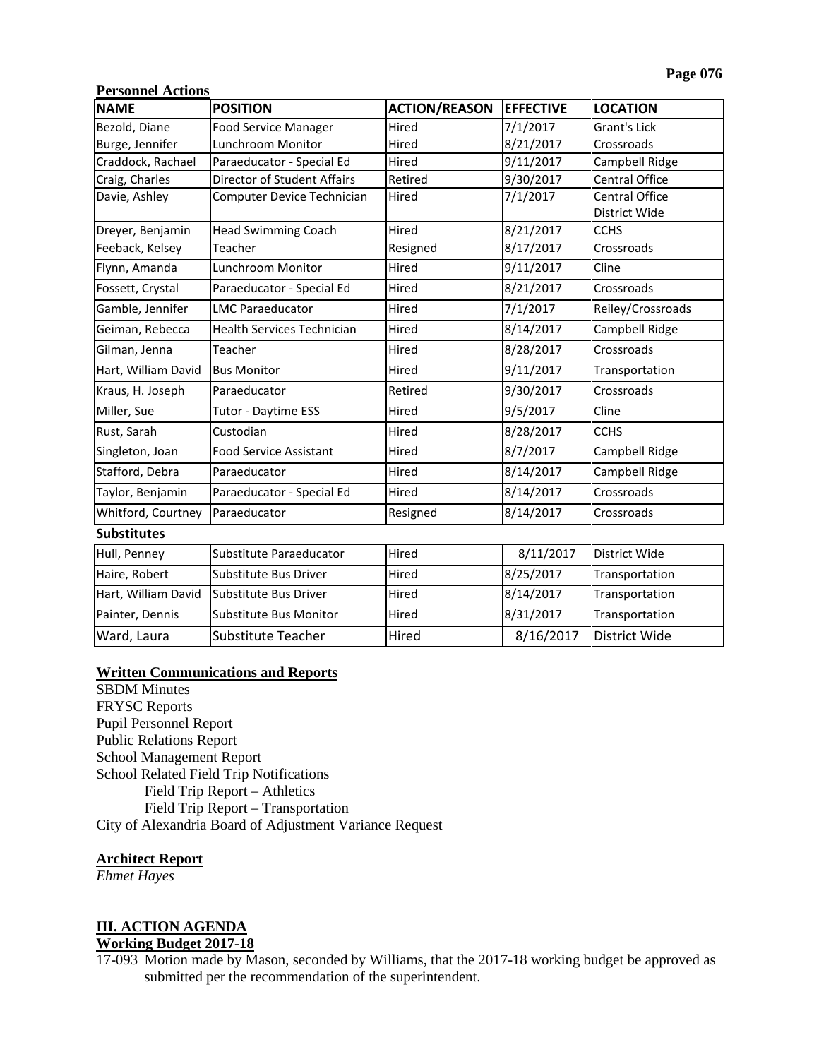**Personnel Actions**

| NAME | POSITION | ACTION/REASON | EFFECTIVE | LOCATION |
|---|---|---|---|---|
| Bezold, Diane | Food Service Manager | Hired | 7/1/2017 | Grant's Lick |
| Burge, Jennifer | Lunchroom Monitor | Hired | 8/21/2017 | Crossroads |
| Craddock, Rachael | Paraeducator - Special Ed | Hired | 9/11/2017 | Campbell Ridge |
| Craig, Charles | Director of Student Affairs | Retired | 9/30/2017 | Central Office |
| Davie, Ashley | Computer Device Technician | Hired | 7/1/2017 | Central Office District Wide |
| Dreyer, Benjamin | Head Swimming Coach | Hired | 8/21/2017 | CCHS |
| Feeback, Kelsey | Teacher | Resigned | 8/17/2017 | Crossroads |
| Flynn, Amanda | Lunchroom Monitor | Hired | 9/11/2017 | Cline |
| Fossett, Crystal | Paraeducator - Special Ed | Hired | 8/21/2017 | Crossroads |
| Gamble, Jennifer | LMC Paraeducator | Hired | 7/1/2017 | Reiley/Crossroads |
| Geiman, Rebecca | Health Services Technician | Hired | 8/14/2017 | Campbell Ridge |
| Gilman, Jenna | Teacher | Hired | 8/28/2017 | Crossroads |
| Hart, William David | Bus Monitor | Hired | 9/11/2017 | Transportation |
| Kraus, H. Joseph | Paraeducator | Retired | 9/30/2017 | Crossroads |
| Miller, Sue | Tutor - Daytime ESS | Hired | 9/5/2017 | Cline |
| Rust, Sarah | Custodian | Hired | 8/28/2017 | CCHS |
| Singleton, Joan | Food Service Assistant | Hired | 8/7/2017 | Campbell Ridge |
| Stafford, Debra | Paraeducator | Hired | 8/14/2017 | Campbell Ridge |
| Taylor, Benjamin | Paraeducator - Special Ed | Hired | 8/14/2017 | Crossroads |
| Whitford, Courtney | Paraeducator | Resigned | 8/14/2017 | Crossroads |
| **Substitutes** | | | | |
| Hull, Penney | Substitute Paraeducator | Hired | 8/11/2017 | District Wide |
| Haire, Robert | Substitute Bus Driver | Hired | 8/25/2017 | Transportation |
| Hart, William David | Substitute Bus Driver | Hired | 8/14/2017 | Transportation |
| Painter, Dennis | Substitute Bus Monitor | Hired | 8/31/2017 | Transportation |
| Ward, Laura | Substitute Teacher | Hired | 8/16/2017 | District Wide |

**Written Communications and Reports**

SBDM Minutes
FRYSC Reports
Pupil Personnel Report
Public Relations Report
School Management Report
School Related Field Trip Notifications
- Field Trip Report – Athletics
- Field Trip Report – Transportation

City of Alexandria Board of Adjustment Variance Request

**Architect Report**

*Ehmet Hayes*

## III. ACTION AGENDA

**Working Budget 2017-18**

17-093 Motion made by Mason, seconded by Williams, that the 2017-18 working budget be approved as submitted per the recommendation of the superintendent.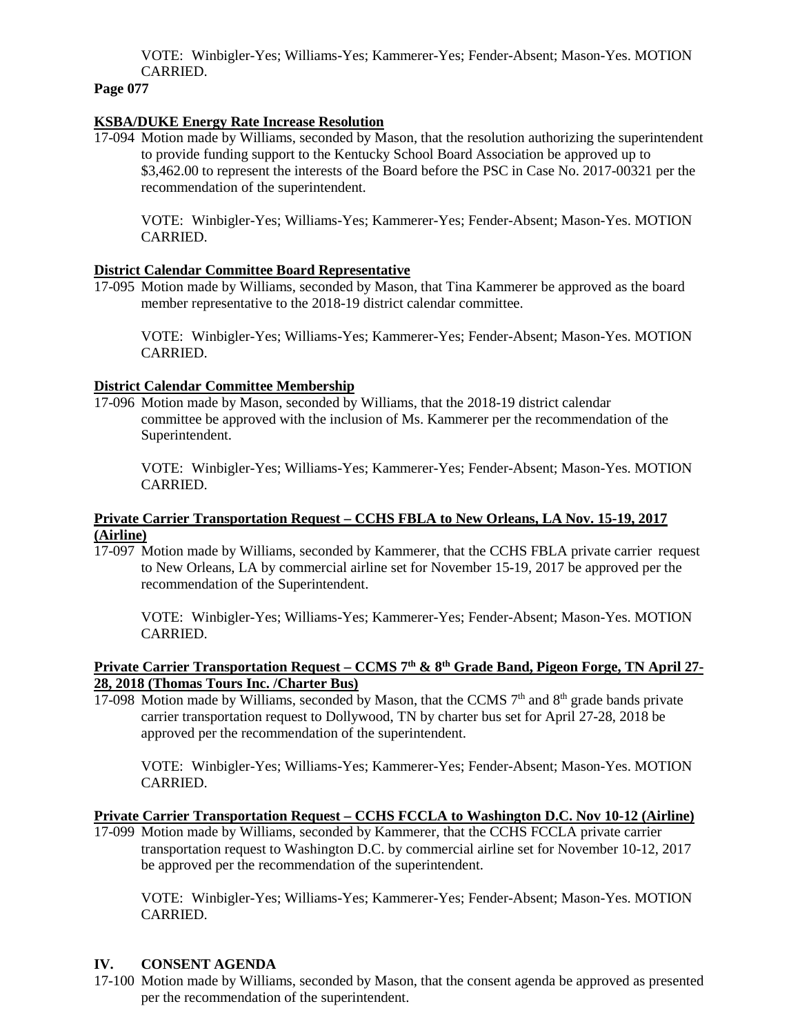VOTE: Winbigler-Yes; Williams-Yes; Kammerer-Yes; Fender-Absent; Mason-Yes. MOTION CARRIED.

**Page 077**

**KSBA/DUKE Energy Rate Increase Resolution**

17-094 Motion made by Williams, seconded by Mason, that the resolution authorizing the superintendent to provide funding support to the Kentucky School Board Association be approved up to $3,462.00 to represent the interests of the Board before the PSC in Case No. 2017-00321 per the recommendation of the superintendent.

VOTE: Winbigler-Yes; Williams-Yes; Kammerer-Yes; Fender-Absent; Mason-Yes. MOTION CARRIED.

**District Calendar Committee Board Representative**

17-095 Motion made by Williams, seconded by Mason, that Tina Kammerer be approved as the board member representative to the 2018-19 district calendar committee.

VOTE: Winbigler-Yes; Williams-Yes; Kammerer-Yes; Fender-Absent; Mason-Yes. MOTION CARRIED.

**District Calendar Committee Membership**

17-096 Motion made by Mason, seconded by Williams, that the 2018-19 district calendar committee be approved with the inclusion of Ms. Kammerer per the recommendation of the Superintendent.

VOTE: Winbigler-Yes; Williams-Yes; Kammerer-Yes; Fender-Absent; Mason-Yes. MOTION CARRIED.

**Private Carrier Transportation Request – CCHS FBLA to New Orleans, LA Nov. 15-19, 2017 (Airline)**

17-097 Motion made by Williams, seconded by Kammerer, that the CCHS FBLA private carrier request to New Orleans, LA by commercial airline set for November 15-19, 2017 be approved per the recommendation of the Superintendent.

VOTE: Winbigler-Yes; Williams-Yes; Kammerer-Yes; Fender-Absent; Mason-Yes. MOTION CARRIED.

**Private Carrier Transportation Request – CCMS 7th & 8th Grade Band, Pigeon Forge, TN April 27-28, 2018 (Thomas Tours Inc. /Charter Bus)**

17-098 Motion made by Williams, seconded by Mason, that the CCMS 7th and 8th grade bands private carrier transportation request to Dollywood, TN by charter bus set for April 27-28, 2018 be approved per the recommendation of the superintendent.

VOTE: Winbigler-Yes; Williams-Yes; Kammerer-Yes; Fender-Absent; Mason-Yes. MOTION CARRIED.

**Private Carrier Transportation Request – CCHS FCCLA to Washington D.C. Nov 10-12 (Airline)**

17-099 Motion made by Williams, seconded by Kammerer, that the CCHS FCCLA private carrier transportation request to Washington D.C. by commercial airline set for November 10-12, 2017 be approved per the recommendation of the superintendent.

VOTE: Winbigler-Yes; Williams-Yes; Kammerer-Yes; Fender-Absent; Mason-Yes. MOTION CARRIED.

## IV. CONSENT AGENDA

17-100 Motion made by Williams, seconded by Mason, that the consent agenda be approved as presented per the recommendation of the superintendent.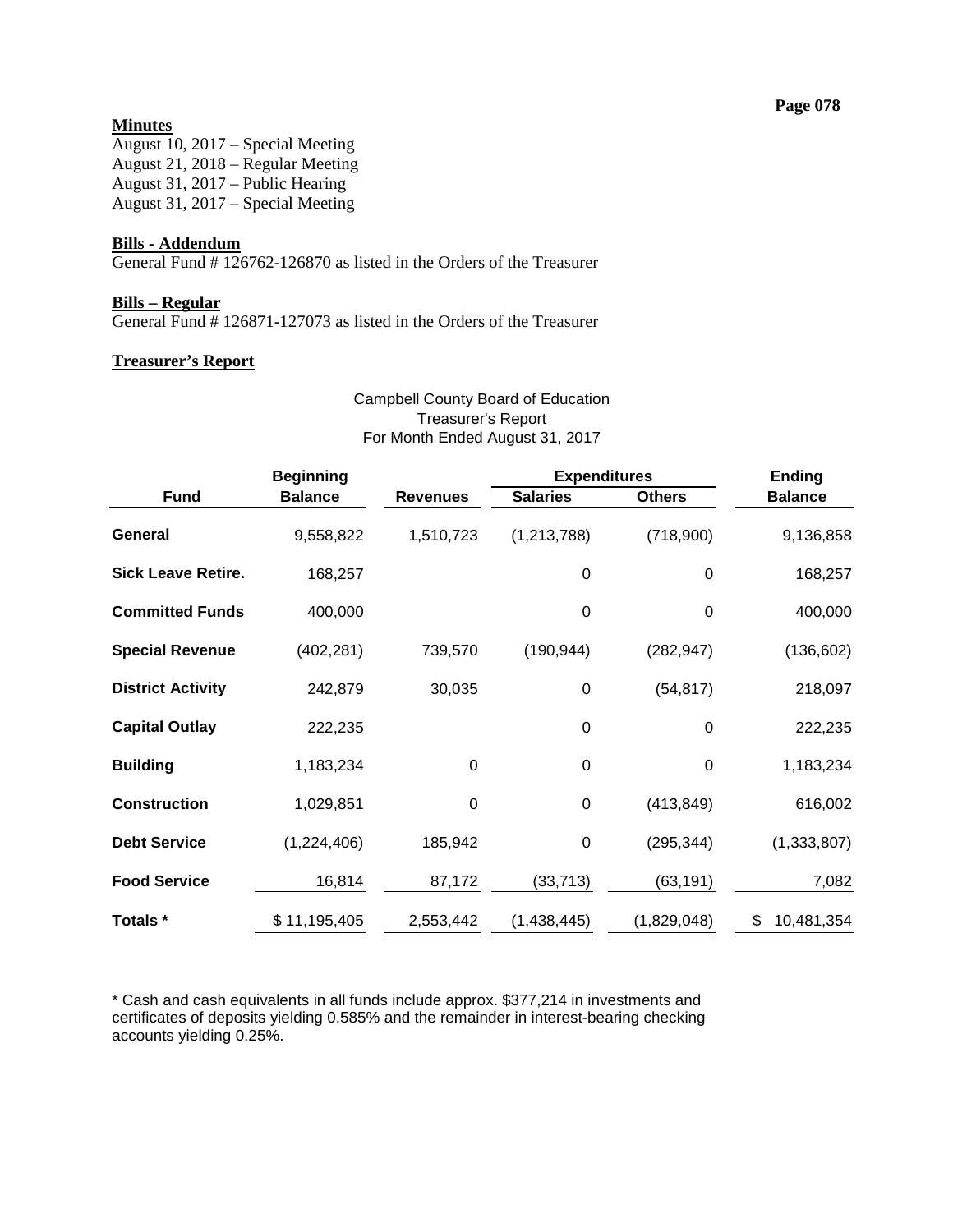**Minutes**
August 10, 2017 – Special Meeting
August 21, 2018 – Regular Meeting
August 31, 2017 – Public Hearing
August 31, 2017 – Special Meeting

**Bills - Addendum**
General Fund # 126762-126870 as listed in the Orders of the Treasurer

**Bills – Regular**
General Fund # 126871-127073 as listed in the Orders of the Treasurer

**Treasurer's Report**

Campbell County Board of Education
Treasurer's Report
For Month Ended August 31, 2017

| Fund | Beginning Balance | Revenues | Expenditures: Salaries | Expenditures: Others | Ending Balance |
|---|---|---|---|---|---|
| **General** | 9,558,822 | 1,510,723 | (1,213,788) | (718,900) | 9,136,858 |
| **Sick Leave Retire.** | 168,257 | | 0 | 0 | 168,257 |
| **Committed Funds** | 400,000 | | 0 | 0 | 400,000 |
| **Special Revenue** | (402,281) | 739,570 | (190,944) | (282,947) | (136,602) |
| **District Activity** | 242,879 | 30,035 | 0 | (54,817) | 218,097 |
| **Capital Outlay** | 222,235 | | 0 | 0 | 222,235 |
| **Building** | 1,183,234 | 0 | 0 | 0 | 1,183,234 |
| **Construction** | 1,029,851 | 0 | 0 | (413,849) | 616,002 |
| **Debt Service** | (1,224,406) | 185,942 | 0 | (295,344) | (1,333,807) |
| **Food Service** | 16,814 | 87,172 | (33,713) | (63,191) | 7,082 |
| **Totals *** | $ 11,195,405 | 2,553,442 | (1,438,445) | (1,829,048) | $ 10,481,354 |

* Cash and cash equivalents in all funds include approx. $377,214 in investments and certificates of deposits yielding 0.585% and the remainder in interest-bearing checking accounts yielding 0.25%.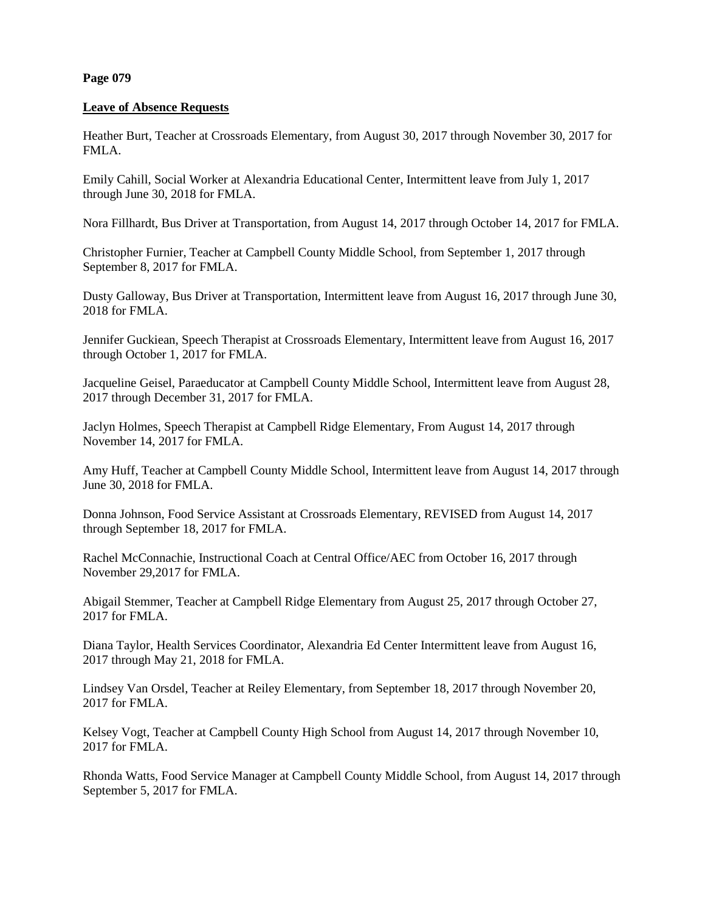**Page 079**

**Leave of Absence Requests**

Heather Burt, Teacher at Crossroads Elementary, from August 30, 2017 through November 30, 2017 for FMLA.

Emily Cahill, Social Worker at Alexandria Educational Center, Intermittent leave from July 1, 2017 through June 30, 2018 for FMLA.

Nora Fillhardt, Bus Driver at Transportation, from August 14, 2017 through October 14, 2017 for FMLA.

Christopher Furnier, Teacher at Campbell County Middle School, from September 1, 2017 through September 8, 2017 for FMLA.

Dusty Galloway, Bus Driver at Transportation, Intermittent leave from August 16, 2017 through June 30, 2018 for FMLA.

Jennifer Guckiean, Speech Therapist at Crossroads Elementary, Intermittent leave from August 16, 2017 through October 1, 2017 for FMLA.

Jacqueline Geisel, Paraeducator at Campbell County Middle School, Intermittent leave from August 28, 2017 through December 31, 2017 for FMLA.

Jaclyn Holmes, Speech Therapist at Campbell Ridge Elementary, From August 14, 2017 through November 14, 2017 for FMLA.

Amy Huff, Teacher at Campbell County Middle School, Intermittent leave from August 14, 2017 through June 30, 2018 for FMLA.

Donna Johnson, Food Service Assistant at Crossroads Elementary, REVISED from August 14, 2017 through September 18, 2017 for FMLA.

Rachel McConnachie, Instructional Coach at Central Office/AEC from October 16, 2017 through November 29,2017 for FMLA.

Abigail Stemmer, Teacher at Campbell Ridge Elementary from August 25, 2017 through October 27, 2017 for FMLA.

Diana Taylor, Health Services Coordinator, Alexandria Ed Center Intermittent leave from August 16, 2017 through May 21, 2018 for FMLA.

Lindsey Van Orsdel, Teacher at Reiley Elementary, from September 18, 2017 through November 20, 2017 for FMLA.

Kelsey Vogt, Teacher at Campbell County High School from August 14, 2017 through November 10, 2017 for FMLA.

Rhonda Watts, Food Service Manager at Campbell County Middle School, from August 14, 2017 through September 5, 2017 for FMLA.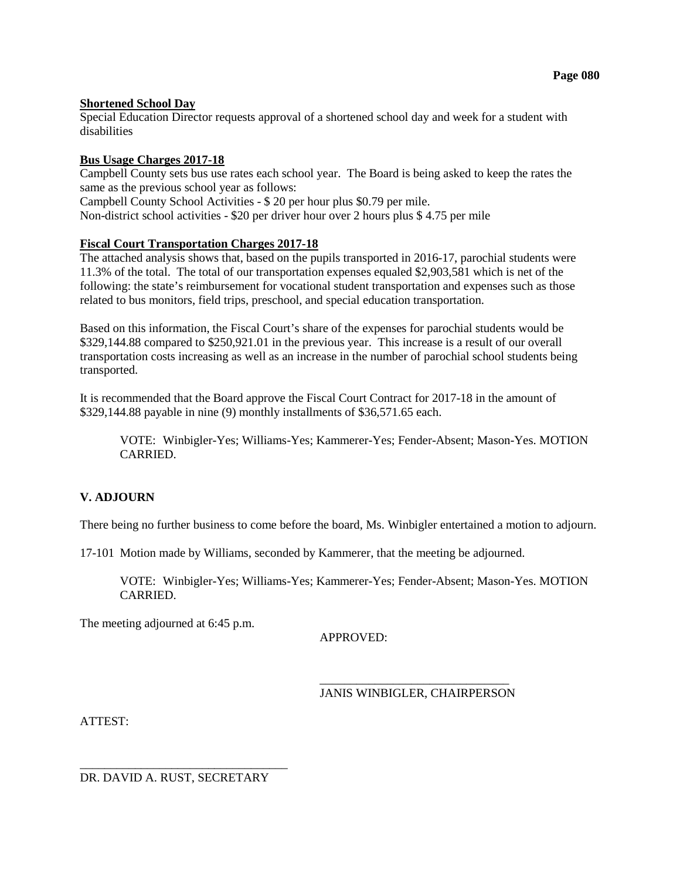**Shortened School Day**

Special Education Director requests approval of a shortened school day and week for a student with disabilities

**Bus Usage Charges 2017-18**

Campbell County sets bus use rates each school year. The Board is being asked to keep the rates the same as the previous school year as follows:
Campbell County School Activities - $ 20 per hour plus $0.79 per mile.
Non-district school activities - $20 per driver hour over 2 hours plus $ 4.75 per mile

**Fiscal Court Transportation Charges 2017-18**

The attached analysis shows that, based on the pupils transported in 2016-17, parochial students were 11.3% of the total. The total of our transportation expenses equaled $2,903,581 which is net of the following: the state's reimbursement for vocational student transportation and expenses such as those related to bus monitors, field trips, preschool, and special education transportation.

Based on this information, the Fiscal Court's share of the expenses for parochial students would be $329,144.88 compared to $250,921.01 in the previous year. This increase is a result of our overall transportation costs increasing as well as an increase in the number of parochial school students being transported.

It is recommended that the Board approve the Fiscal Court Contract for 2017-18 in the amount of $329,144.88 payable in nine (9) monthly installments of $36,571.65 each.

> VOTE: Winbigler-Yes; Williams-Yes; Kammerer-Yes; Fender-Absent; Mason-Yes. MOTION CARRIED.

## V. ADJOURN

There being no further business to come before the board, Ms. Winbigler entertained a motion to adjourn.

17-101 Motion made by Williams, seconded by Kammerer, that the meeting be adjourned.

> VOTE: Winbigler-Yes; Williams-Yes; Kammerer-Yes; Fender-Absent; Mason-Yes. MOTION CARRIED.

The meeting adjourned at 6:45 p.m.

APPROVED:

_______________________________
JANIS WINBIGLER, CHAIRPERSON

ATTEST:

__________________________________
DR. DAVID A. RUST, SECRETARY